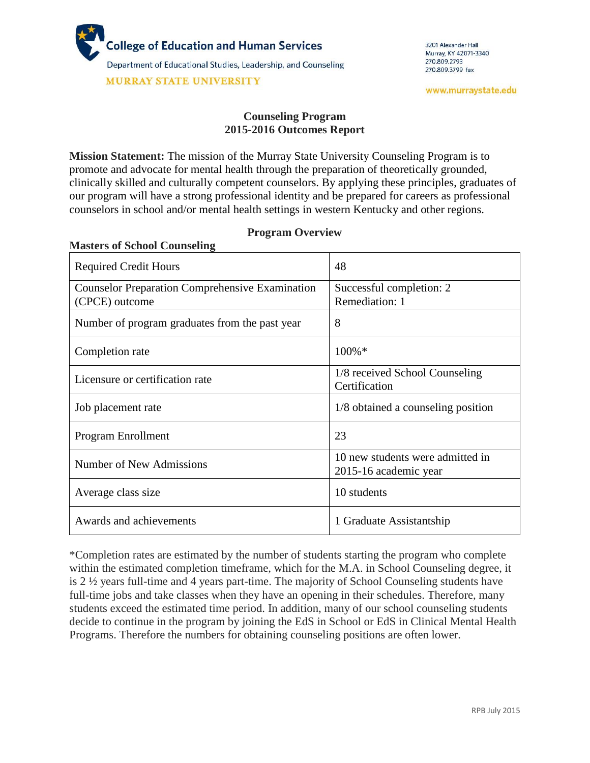College of Education and Human Services

Department of Educational Studies, Leadership, and Counseling

MURRAY STATE UNIVERSITY

3201 Alexander Hall
Murray, KY 42071-3340
270.809.2793
270.809.3799 fax

www.murraystate.edu

# Counseling Program
## 2015-2016 Outcomes Report

**Mission Statement:** The mission of the Murray State University Counseling Program is to promote and advocate for mental health through the preparation of theoretically grounded, clinically skilled and culturally competent counselors. By applying these principles, graduates of our program will have a strong professional identity and be prepared for careers as professional counselors in school and/or mental health settings in western Kentucky and other regions.

### Program Overview

**Masters of School Counseling**

| | |
|---|---|
| Required Credit Hours | 48 |
| Counselor Preparation Comprehensive Examination (CPCE) outcome | Successful completion: 2<br>Remediation: 1 |
| Number of program graduates from the past year | 8 |
| Completion rate | 100%* |
| Licensure or certification rate | 1/8 received School Counseling Certification |
| Job placement rate | 1/8 obtained a counseling position |
| Program Enrollment | 23 |
| Number of New Admissions | 10 new students were admitted in 2015-16 academic year |
| Average class size | 10 students |
| Awards and achievements | 1 Graduate Assistantship |

*Completion rates are estimated by the number of students starting the program who complete within the estimated completion timeframe, which for the M.A. in School Counseling degree, it is 2 ½ years full-time and 4 years part-time. The majority of School Counseling students have full-time jobs and take classes when they have an opening in their schedules. Therefore, many students exceed the estimated time period. In addition, many of our school counseling students decide to continue in the program by joining the EdS in School or EdS in Clinical Mental Health Programs. Therefore the numbers for obtaining counseling positions are often lower.

RPB July 2015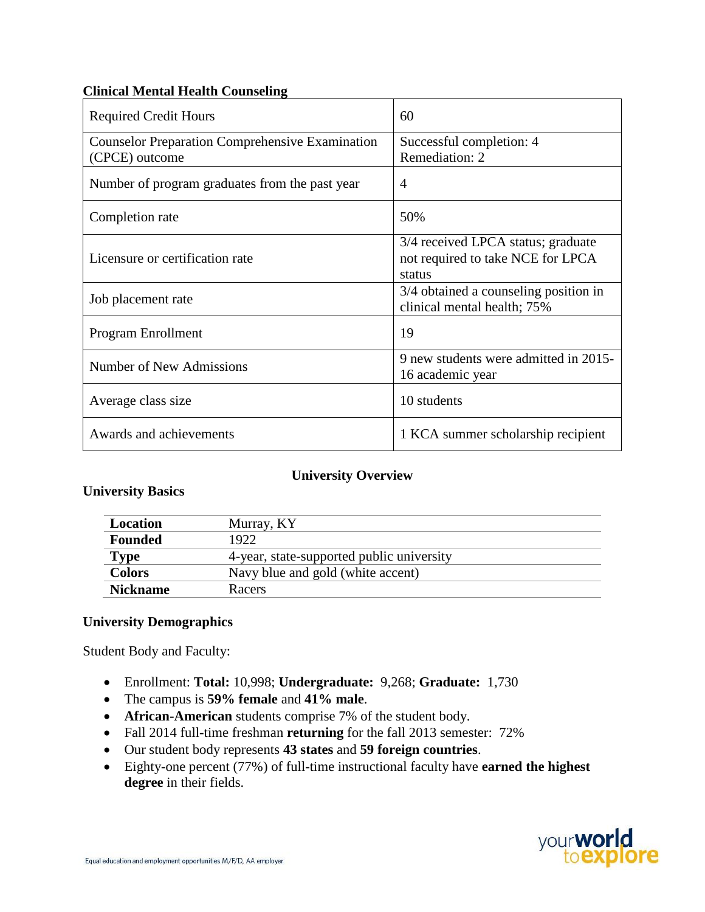**Clinical Mental Health Counseling**

| Required Credit Hours | 60 |
| --- | --- |
| Counselor Preparation Comprehensive Examination (CPCE) outcome | Successful completion: 4<br>Remediation: 2 |
| Number of program graduates from the past year | 4 |
| Completion rate | 50% |
| Licensure or certification rate | 3/4 received LPCA status; graduate not required to take NCE for LPCA status |
| Job placement rate | 3/4 obtained a counseling position in clinical mental health; 75% |
| Program Enrollment | 19 |
| Number of New Admissions | 9 new students were admitted in 2015-16 academic year |
| Average class size | 10 students |
| Awards and achievements | 1 KCA summer scholarship recipient |

## University Overview

### University Basics

| | |
| --- | --- |
| **Location** | Murray, KY |
| **Founded** | 1922 |
| **Type** | 4-year, state-supported public university |
| **Colors** | Navy blue and gold (white accent) |
| **Nickname** | Racers |

### University Demographics

Student Body and Faculty:

- Enrollment: **Total:** 10,998; **Undergraduate:** 9,268; **Graduate:** 1,730
- The campus is **59% female** and **41% male**.
- **African-American** students comprise 7% of the student body.
- Fall 2014 full-time freshman **returning** for the fall 2013 semester: 72%
- Our student body represents **43 states** and **59 foreign countries**.
- Eighty-one percent (77%) of full-time instructional faculty have **earned the highest degree** in their fields.

Equal education and employment opportunities M/F/D, AA employer

your world to explore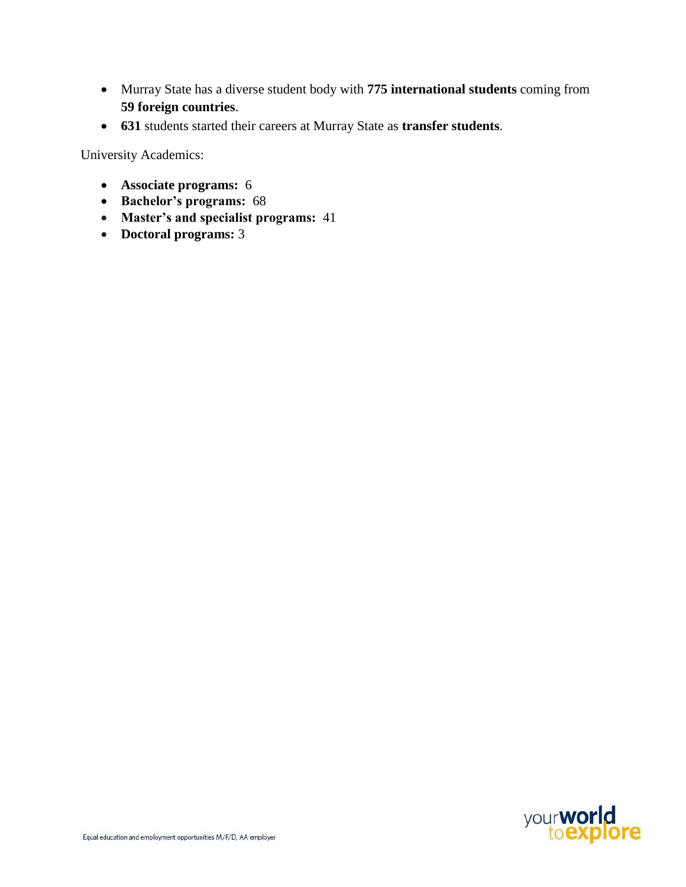- Murray State has a diverse student body with **775 international students** coming from **59 foreign countries**.
- **631** students started their careers at Murray State as **transfer students**.

University Academics:

- **Associate programs:** 6
- **Bachelor's programs:** 68
- **Master's and specialist programs:** 41
- **Doctoral programs:** 3

Equal education and employment opportunities M/F/D, AA employer

your world to explore